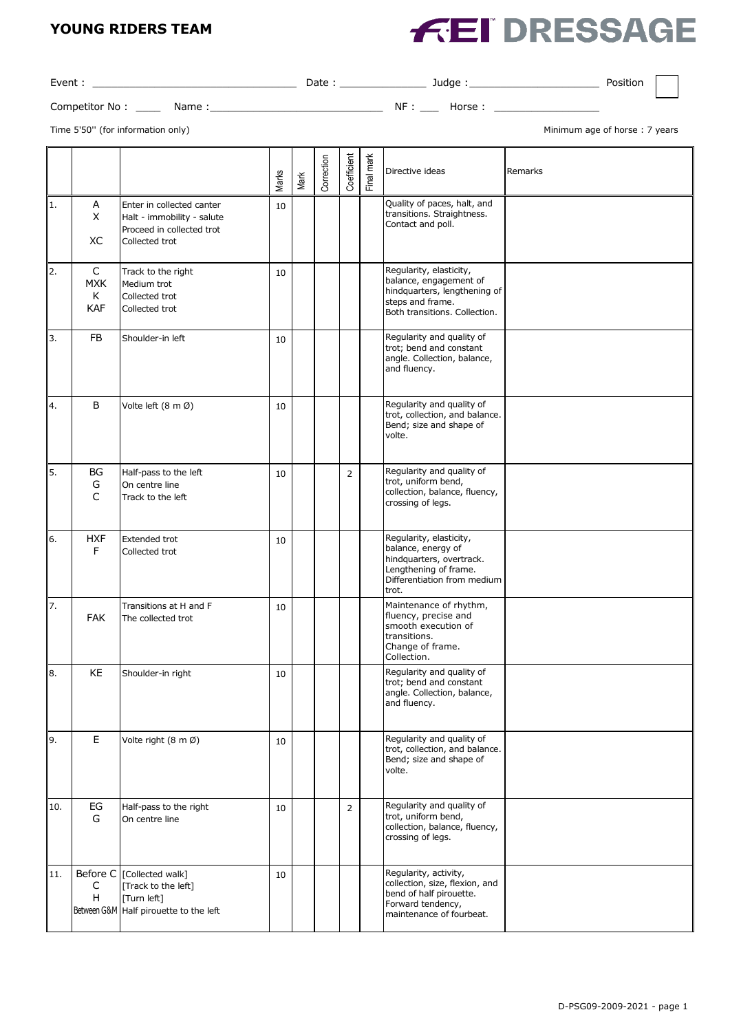# YOUNG RIDERS TEAM

**FEI DRESSAGE**

Event : ______________________________ Date : ____________ Judge : ____________________ Position

Competitor No : ____ Name : __________________________ NF : ___ Horse : ________________

Time 5'50'' (for information only)

Minimum age of horse : 7 years

| | | | Marks | Mark | Correction | Coefficient | Final mark | Directive ideas | Remarks |
|---|---|---|---|---|---|---|---|---|---|
| 1. | A<br>X<br><br>XC | Enter in collected canter<br>Halt - immobility - salute<br>Proceed in collected trot<br>Collected trot | 10 | | | | | Quality of paces, halt, and transitions. Straightness. Contact and poll. | |
| 2. | C<br>MXK<br>K<br>KAF | Track to the right<br>Medium trot<br>Collected trot<br>Collected trot | 10 | | | | | Regularity, elasticity, balance, engagement of hindquarters, lengthening of steps and frame.<br>Both transitions. Collection. | |
| 3. | FB | Shoulder-in left | 10 | | | | | Regularity and quality of trot; bend and constant angle. Collection, balance, and fluency. | |
| 4. | B | Volte left (8 m Ø) | 10 | | | | | Regularity and quality of trot, collection, and balance. Bend; size and shape of volte. | |
| 5. | BG<br>G<br>C | Half-pass to the left<br>On centre line<br>Track to the left | 10 | | | 2 | | Regularity and quality of trot, uniform bend, collection, balance, fluency, crossing of legs. | |
| 6. | HXF<br>F | Extended trot<br>Collected trot | 10 | | | | | Regularity, elasticity, balance, energy of hindquarters, overtrack. Lengthening of frame. Differentiation from medium trot. | |
| 7. | <br>FAK | Transitions at H and F<br>The collected trot | 10 | | | | | Maintenance of rhythm, fluency, precise and smooth execution of transitions.<br>Change of frame.<br>Collection. | |
| 8. | KE | Shoulder-in right | 10 | | | | | Regularity and quality of trot; bend and constant angle. Collection, balance, and fluency. | |
| 9. | E | Volte right (8 m Ø) | 10 | | | | | Regularity and quality of trot, collection, and balance. Bend; size and shape of volte. | |
| 10. | EG<br>G | Half-pass to the right<br>On centre line | 10 | | | 2 | | Regularity and quality of trot, uniform bend, collection, balance, fluency, crossing of legs. | |
| 11. | Before C<br>C<br>H<br>Between G&M | [Collected walk]<br>[Track to the left]<br>[Turn left]<br>Half pirouette to the left | 10 | | | | | Regularity, activity, collection, size, flexion, and bend of half pirouette. Forward tendency, maintenance of fourbeat. | |

D-PSG09-2009-2021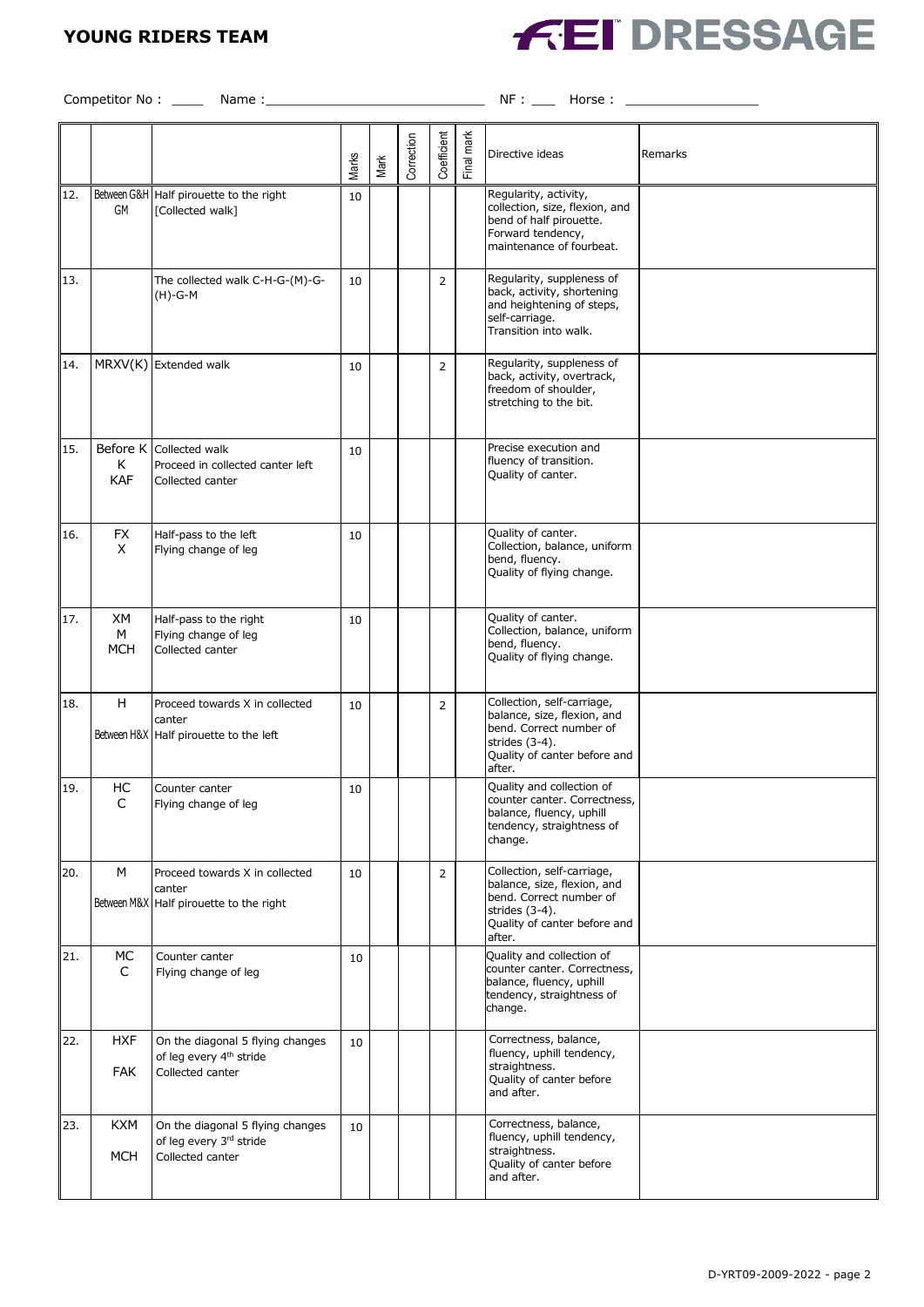**YOUNG RIDERS TEAM**

**FEI DRESSAGE**

Competitor No : ____ Name :___________________________ NF : ___ Horse : _________________

| | | | Marks | Mark | Correction | Coefficient | Final mark | Directive ideas | Remarks |
|---|---|---|---|---|---|---|---|---|---|
| 12. | Between G&H<br>GM | Half pirouette to the right<br>[Collected walk] | 10 | | | | | Regularity, activity, collection, size, flexion, and bend of half pirouette. Forward tendency, maintenance of fourbeat. | |
| 13. | | The collected walk C-H-G-(M)-G-(H)-G-M | 10 | | | 2 | | Regularity, suppleness of back, activity, shortening and heightening of steps, self-carriage.<br>Transition into walk. | |
| 14. | MRXV(K) | Extended walk | 10 | | | 2 | | Regularity, suppleness of back, activity, overtrack, freedom of shoulder, stretching to the bit. | |
| 15. | Before K<br>K<br>KAF | Collected walk<br>Proceed in collected canter left<br>Collected canter | 10 | | | | | Precise execution and fluency of transition.<br>Quality of canter. | |
| 16. | FX<br>X | Half-pass to the left<br>Flying change of leg | 10 | | | | | Quality of canter.<br>Collection, balance, uniform bend, fluency.<br>Quality of flying change. | |
| 17. | XM<br>M<br>MCH | Half-pass to the right<br>Flying change of leg<br>Collected canter | 10 | | | | | Quality of canter.<br>Collection, balance, uniform bend, fluency.<br>Quality of flying change. | |
| 18. | H<br>Between H&X | Proceed towards X in collected canter<br>Half pirouette to the left | 10 | | | 2 | | Collection, self-carriage, balance, size, flexion, and bend. Correct number of strides (3-4).<br>Quality of canter before and after. | |
| 19. | HC<br>C | Counter canter<br>Flying change of leg | 10 | | | | | Quality and collection of counter canter. Correctness, balance, fluency, uphill tendency, straightness of change. | |
| 20. | M<br>Between M&X | Proceed towards X in collected canter<br>Half pirouette to the right | 10 | | | 2 | | Collection, self-carriage, balance, size, flexion, and bend. Correct number of strides (3-4).<br>Quality of canter before and after. | |
| 21. | MC<br>C | Counter canter<br>Flying change of leg | 10 | | | | | Quality and collection of counter canter. Correctness, balance, fluency, uphill tendency, straightness of change. | |
| 22. | HXF<br>FAK | On the diagonal 5 flying changes of leg every 4th stride<br>Collected canter | 10 | | | | | Correctness, balance, fluency, uphill tendency, straightness.<br>Quality of canter before and after. | |
| 23. | KXM<br>MCH | On the diagonal 5 flying changes of leg every 3rd stride<br>Collected canter | 10 | | | | | Correctness, balance, fluency, uphill tendency, straightness.<br>Quality of canter before and after. | |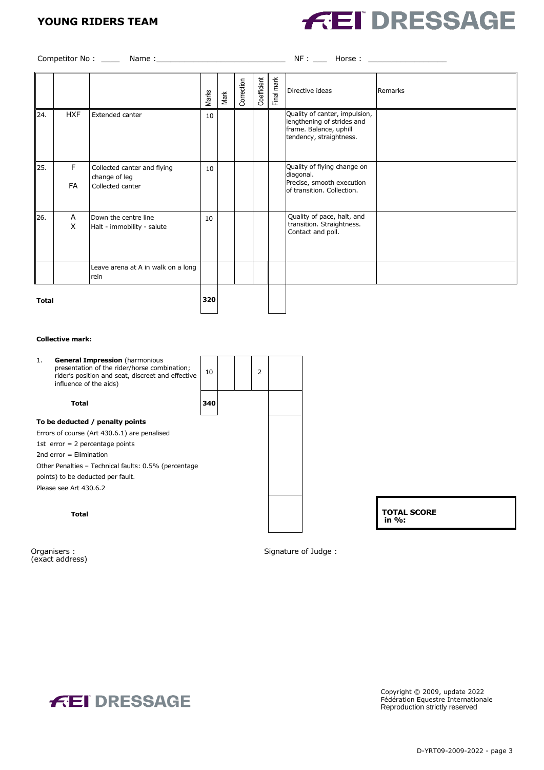## YOUNG RIDERS TEAM

**FEI DRESSAGE**

Competitor No : ____ Name :____________________________ NF : ___ Horse : _________________

| | | | Marks | Mark | Correction | Coefficient | Final mark | Directive ideas | Remarks |
|---|---|---|---|---|---|---|---|---|---|
| 24. | HXF | Extended canter | 10 | | | | | Quality of canter, impulsion, lengthening of strides and frame. Balance, uphill tendency, straightness. | |
| 25. | F<br>FA | Collected canter and flying change of leg<br>Collected canter | 10 | | | | | Quality of flying change on diagonal.<br>Precise, smooth execution of transition. Collection. | |
| 26. | A<br>X | Down the centre line<br>Halt - immobility - salute | 10 | | | | | Quality of pace, halt, and transition. Straightness. Contact and poll. | |
| | | Leave arena at A in walk on a long rein | | | | | | | |
| **Total** | | | **320** | | | | | | |

**Collective mark:**

| | | Marks | Mark | Correction | Coefficient | Final mark |
|---|---|---|---|---|---|---|
| 1. | **General Impression** (harmonious presentation of the rider/horse combination; rider's position and seat, discreet and effective influence of the aids) | 10 | | | 2 | |
| | **Total** | **340** | | | | |

**To be deducted / penalty points**

Errors of course (Art 430.6.1) are penalised

1st error = 2 percentage points

2nd error = Elimination

Other Penalties – Technical faults: 0.5% (percentage points) to be deducted per fault.

Please see Art 430.6.2

**Total**

**TOTAL SCORE in %:**

Organisers :
(exact address)

Signature of Judge :

Copyright © 2009, update 2022
Fédération Equestre Internationale
Reproduction strictly reserved

D-YRT09-2009-2022